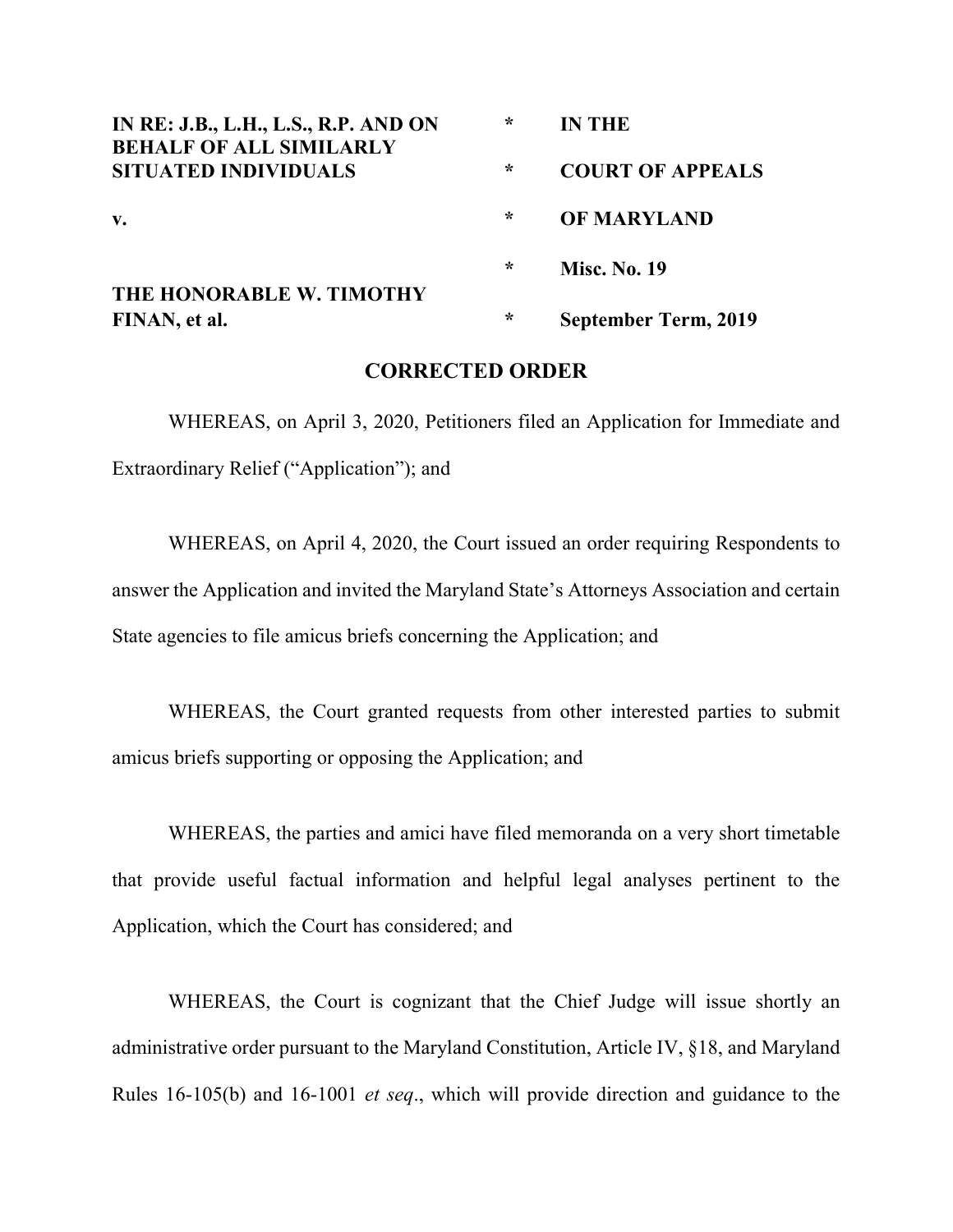**IN RE: J.B., L.H., L.S., R.P. AND ON BEHALF OF ALL SIMILARLY SITUATED INDIVIDUALS**

**v.**

**THE HONORABLE W. TIMOTHY FINAN, et al.**

\* **IN THE**

\* **COURT OF APPEALS**

\* **OF MARYLAND**

\* **Misc. No. 19**

\* **September Term, 2019**

## CORRECTED ORDER

WHEREAS, on April 3, 2020, Petitioners filed an Application for Immediate and Extraordinary Relief ("Application"); and

WHEREAS, on April 4, 2020, the Court issued an order requiring Respondents to answer the Application and invited the Maryland State's Attorneys Association and certain State agencies to file amicus briefs concerning the Application; and

WHEREAS, the Court granted requests from other interested parties to submit amicus briefs supporting or opposing the Application; and

WHEREAS, the parties and amici have filed memoranda on a very short timetable that provide useful factual information and helpful legal analyses pertinent to the Application, which the Court has considered; and

WHEREAS, the Court is cognizant that the Chief Judge will issue shortly an administrative order pursuant to the Maryland Constitution, Article IV, §18, and Maryland Rules 16-105(b) and 16-1001 *et seq*., which will provide direction and guidance to the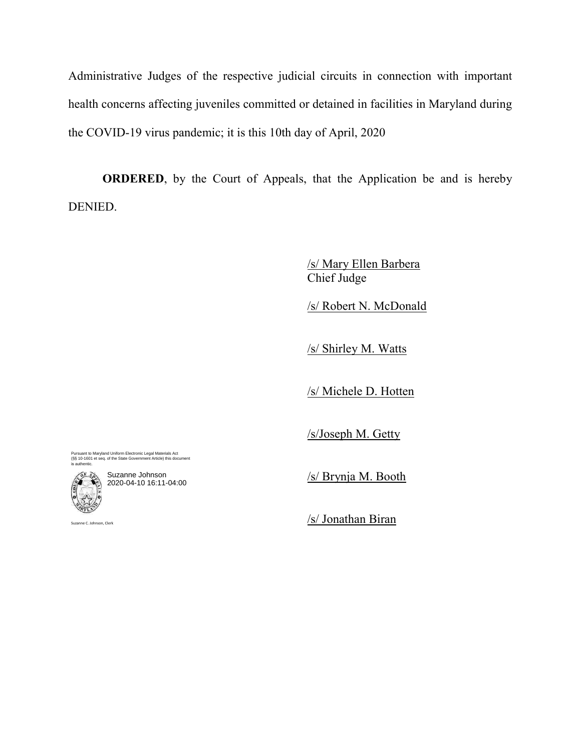Administrative Judges of the respective judicial circuits in connection with important health concerns affecting juveniles committed or detained in facilities in Maryland during the COVID-19 virus pandemic; it is this 10th day of April, 2020

**ORDERED**, by the Court of Appeals, that the Application be and is hereby DENIED.

/s/ Mary Ellen Barbera
Chief Judge

/s/ Robert N. McDonald

/s/ Shirley M. Watts

/s/ Michele D. Hotten

/s/Joseph M. Getty

/s/ Brynja M. Booth

/s/ Jonathan Biran

Pursuant to Maryland Uniform Electronic Legal Materials Act (§§ 10-1601 et seq. of the State Government Article) this document is authentic.

Suzanne Johnson
2020-04-10 16:11-04:00

Suzanne C. Johnson, Clerk